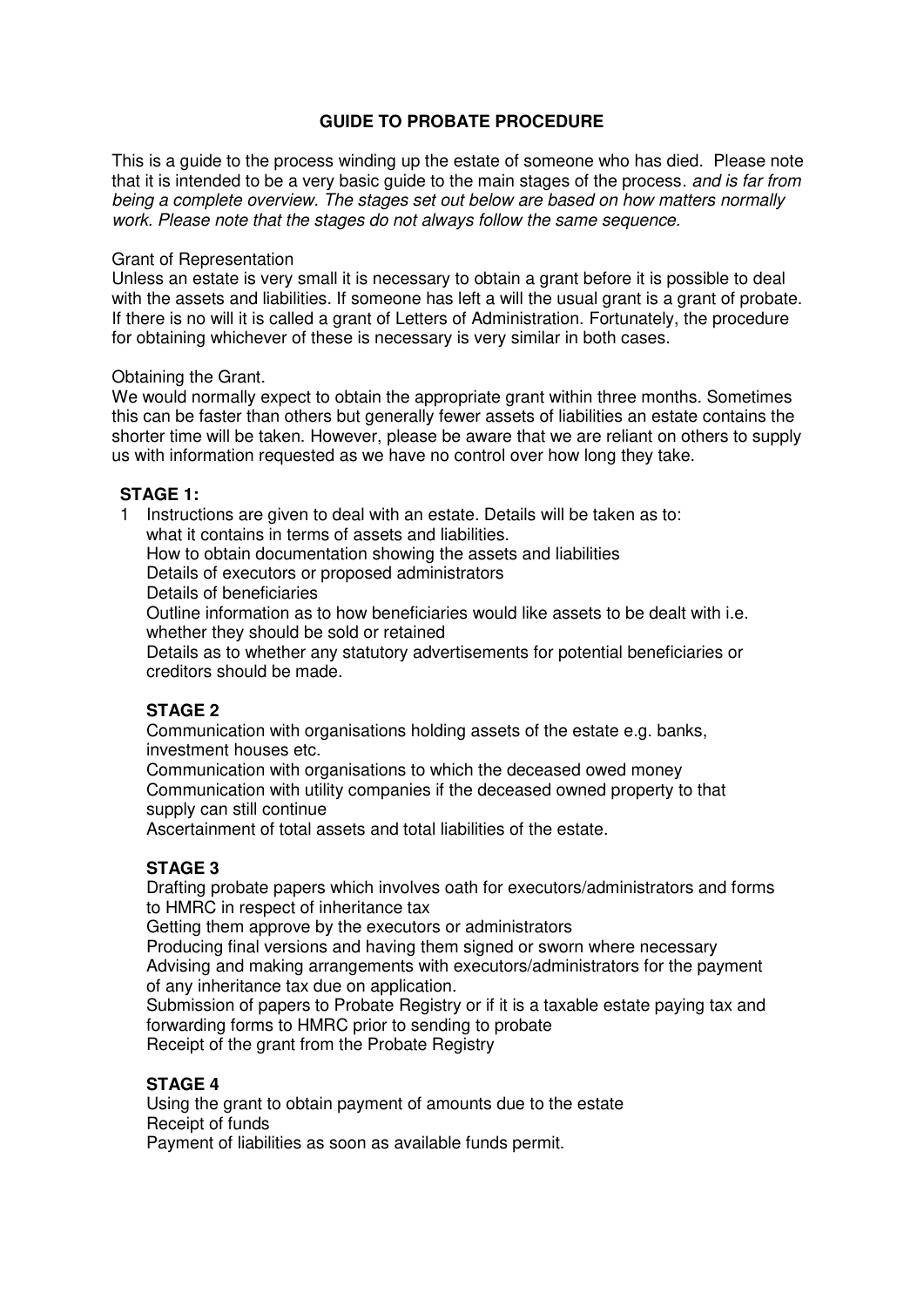# GUIDE TO PROBATE PROCEDURE

This is a guide to the process winding up the estate of someone who has died. Please note that it is intended to be a very basic guide to the main stages of the process. *and is far from being a complete overview. The stages set out below are based on how matters normally work. Please note that the stages do not always follow the same sequence.*

Grant of Representation

Unless an estate is very small it is necessary to obtain a grant before it is possible to deal with the assets and liabilities. If someone has left a will the usual grant is a grant of probate. If there is no will it is called a grant of Letters of Administration. Fortunately, the procedure for obtaining whichever of these is necessary is very similar in both cases.

Obtaining the Grant.

We would normally expect to obtain the appropriate grant within three months. Sometimes this can be faster than others but generally fewer assets of liabilities an estate contains the shorter time will be taken. However, please be aware that we are reliant on others to supply us with information requested as we have no control over how long they take.

**STAGE 1:**

1 Instructions are given to deal with an estate. Details will be taken as to:
what it contains in terms of assets and liabilities.
How to obtain documentation showing the assets and liabilities
Details of executors or proposed administrators
Details of beneficiaries
Outline information as to how beneficiaries would like assets to be dealt with i.e. whether they should be sold or retained
Details as to whether any statutory advertisements for potential beneficiaries or creditors should be made.

**STAGE 2**

Communication with organisations holding assets of the estate e.g. banks, investment houses etc.
Communication with organisations to which the deceased owed money
Communication with utility companies if the deceased owned property to that supply can still continue
Ascertainment of total assets and total liabilities of the estate.

**STAGE 3**

Drafting probate papers which involves oath for executors/administrators and forms to HMRC in respect of inheritance tax
Getting them approve by the executors or administrators
Producing final versions and having them signed or sworn where necessary
Advising and making arrangements with executors/administrators for the payment of any inheritance tax due on application.
Submission of papers to Probate Registry or if it is a taxable estate paying tax and forwarding forms to HMRC prior to sending to probate
Receipt of the grant from the Probate Registry

**STAGE 4**

Using the grant to obtain payment of amounts due to the estate
Receipt of funds
Payment of liabilities as soon as available funds permit.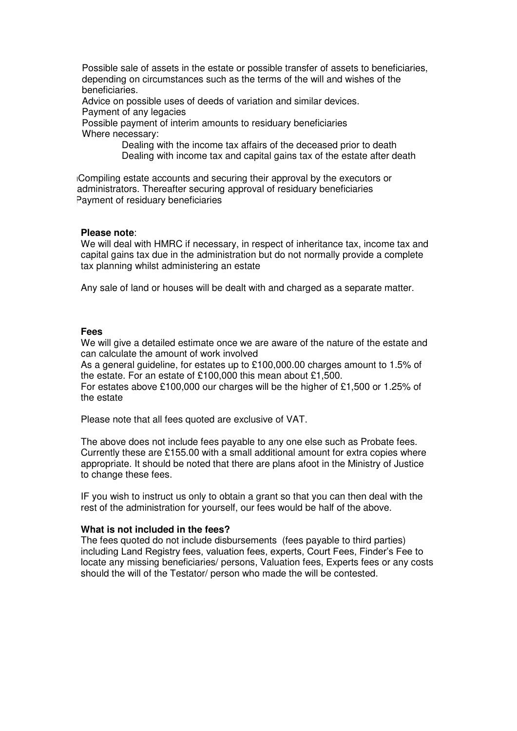Possible sale of assets in the estate or possible transfer of assets to beneficiaries, depending on circumstances such as the terms of the will and wishes of the beneficiaries.

Advice on possible uses of deeds of variation and similar devices.

Payment of any legacies

Possible payment of interim amounts to residuary beneficiaries

Where necessary:

- Dealing with the income tax affairs of the deceased prior to death
- Dealing with income tax and capital gains tax of the estate after death

Compiling estate accounts and securing their approval by the executors or administrators. Thereafter securing approval of residuary beneficiaries

Payment of residuary beneficiaries

**Please note**:

We will deal with HMRC if necessary, in respect of inheritance tax, income tax and capital gains tax due in the administration but do not normally provide a complete tax planning whilst administering an estate

Any sale of land or houses will be dealt with and charged as a separate matter.

**Fees**

We will give a detailed estimate once we are aware of the nature of the estate and can calculate the amount of work involved

As a general guideline, for estates up to £100,000.00 charges amount to 1.5% of the estate. For an estate of £100,000 this mean about £1,500.

For estates above £100,000 our charges will be the higher of £1,500 or 1.25% of the estate

Please note that all fees quoted are exclusive of VAT.

The above does not include fees payable to any one else such as Probate fees. Currently these are £155.00 with a small additional amount for extra copies where appropriate. It should be noted that there are plans afoot in the Ministry of Justice to change these fees.

IF you wish to instruct us only to obtain a grant so that you can then deal with the rest of the administration for yourself, our fees would be half of the above.

**What is not included in the fees?**

The fees quoted do not include disbursements (fees payable to third parties) including Land Registry fees, valuation fees, experts, Court Fees, Finder's Fee to locate any missing beneficiaries/ persons, Valuation fees, Experts fees or any costs should the will of the Testator/ person who made the will be contested.